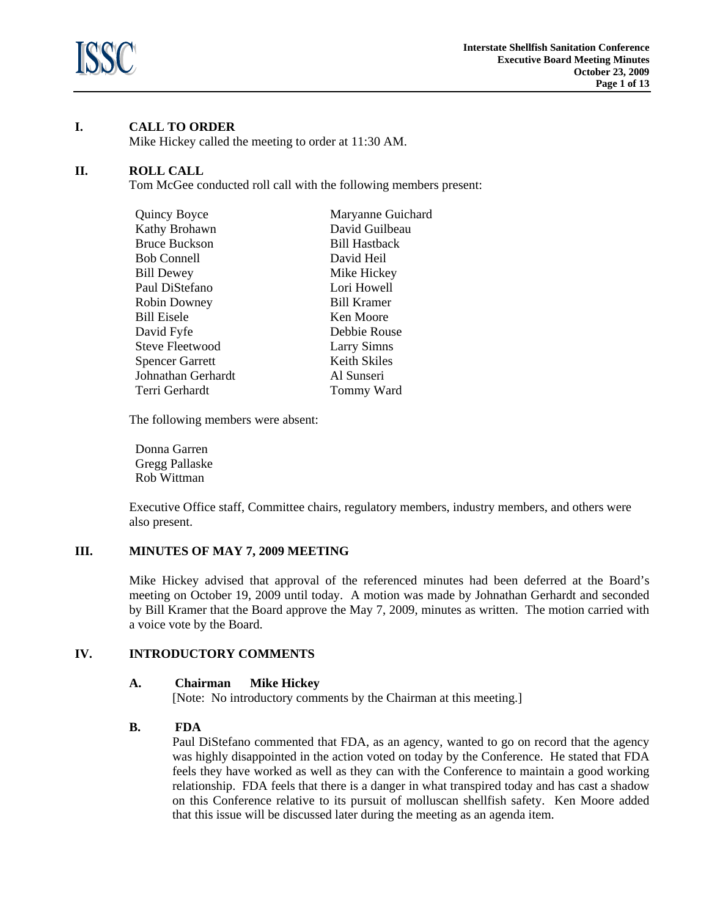## I. CALL TO ORDER

Mike Hickey called the meeting to order at 11:30 AM.

## II. ROLL CALL

Tom McGee conducted roll call with the following members present:

| | |
|---|---|
| Quincy Boyce | Maryanne Guichard |
| Kathy Brohawn | David Guilbeau |
| Bruce Buckson | Bill Hastback |
| Bob Connell | David Heil |
| Bill Dewey | Mike Hickey |
| Paul DiStefano | Lori Howell |
| Robin Downey | Bill Kramer |
| Bill Eisele | Ken Moore |
| David Fyfe | Debbie Rouse |
| Steve Fleetwood | Larry Simns |
| Spencer Garrett | Keith Skiles |
| Johnathan Gerhardt | Al Sunseri |
| Terri Gerhardt | Tommy Ward |

The following members were absent:

Donna Garren
Gregg Pallaske
Rob Wittman

Executive Office staff, Committee chairs, regulatory members, industry members, and others were also present.

## III. MINUTES OF MAY 7, 2009 MEETING

Mike Hickey advised that approval of the referenced minutes had been deferred at the Board's meeting on October 19, 2009 until today. A motion was made by Johnathan Gerhardt and seconded by Bill Kramer that the Board approve the May 7, 2009, minutes as written. The motion carried with a voice vote by the Board.

## IV. INTRODUCTORY COMMENTS

### A. Chairman Mike Hickey

[Note: No introductory comments by the Chairman at this meeting.]

### B. FDA

Paul DiStefano commented that FDA, as an agency, wanted to go on record that the agency was highly disappointed in the action voted on today by the Conference. He stated that FDA feels they have worked as well as they can with the Conference to maintain a good working relationship. FDA feels that there is a danger in what transpired today and has cast a shadow on this Conference relative to its pursuit of molluscan shellfish safety. Ken Moore added that this issue will be discussed later during the meeting as an agenda item.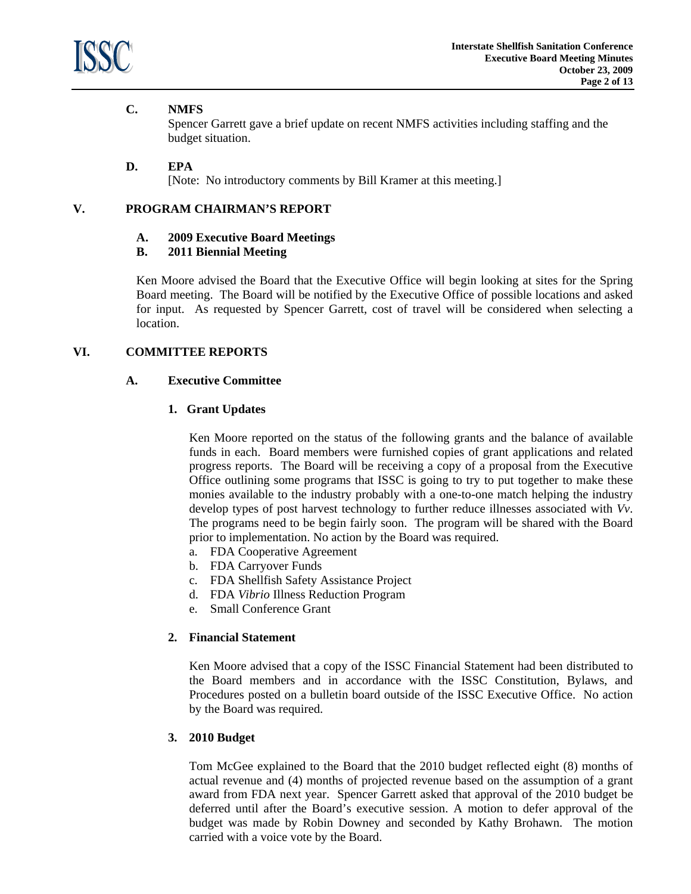**C. NMFS**

Spencer Garrett gave a brief update on recent NMFS activities including staffing and the budget situation.

**D. EPA**

[Note: No introductory comments by Bill Kramer at this meeting.]

## V. PROGRAM CHAIRMAN'S REPORT

**A. 2009 Executive Board Meetings**

**B. 2011 Biennial Meeting**

Ken Moore advised the Board that the Executive Office will begin looking at sites for the Spring Board meeting. The Board will be notified by the Executive Office of possible locations and asked for input. As requested by Spencer Garrett, cost of travel will be considered when selecting a location.

## VI. COMMITTEE REPORTS

### A. Executive Committee

#### 1. Grant Updates

Ken Moore reported on the status of the following grants and the balance of available funds in each. Board members were furnished copies of grant applications and related progress reports. The Board will be receiving a copy of a proposal from the Executive Office outlining some programs that ISSC is going to try to put together to make these monies available to the industry probably with a one-to-one match helping the industry develop types of post harvest technology to further reduce illnesses associated with *Vv*. The programs need to be begin fairly soon. The program will be shared with the Board prior to implementation. No action by the Board was required.

a. FDA Cooperative Agreement
b. FDA Carryover Funds
c. FDA Shellfish Safety Assistance Project
d. FDA *Vibrio* Illness Reduction Program
e. Small Conference Grant

#### 2. Financial Statement

Ken Moore advised that a copy of the ISSC Financial Statement had been distributed to the Board members and in accordance with the ISSC Constitution, Bylaws, and Procedures posted on a bulletin board outside of the ISSC Executive Office. No action by the Board was required.

#### 3. 2010 Budget

Tom McGee explained to the Board that the 2010 budget reflected eight (8) months of actual revenue and (4) months of projected revenue based on the assumption of a grant award from FDA next year. Spencer Garrett asked that approval of the 2010 budget be deferred until after the Board's executive session. A motion to defer approval of the budget was made by Robin Downey and seconded by Kathy Brohawn. The motion carried with a voice vote by the Board.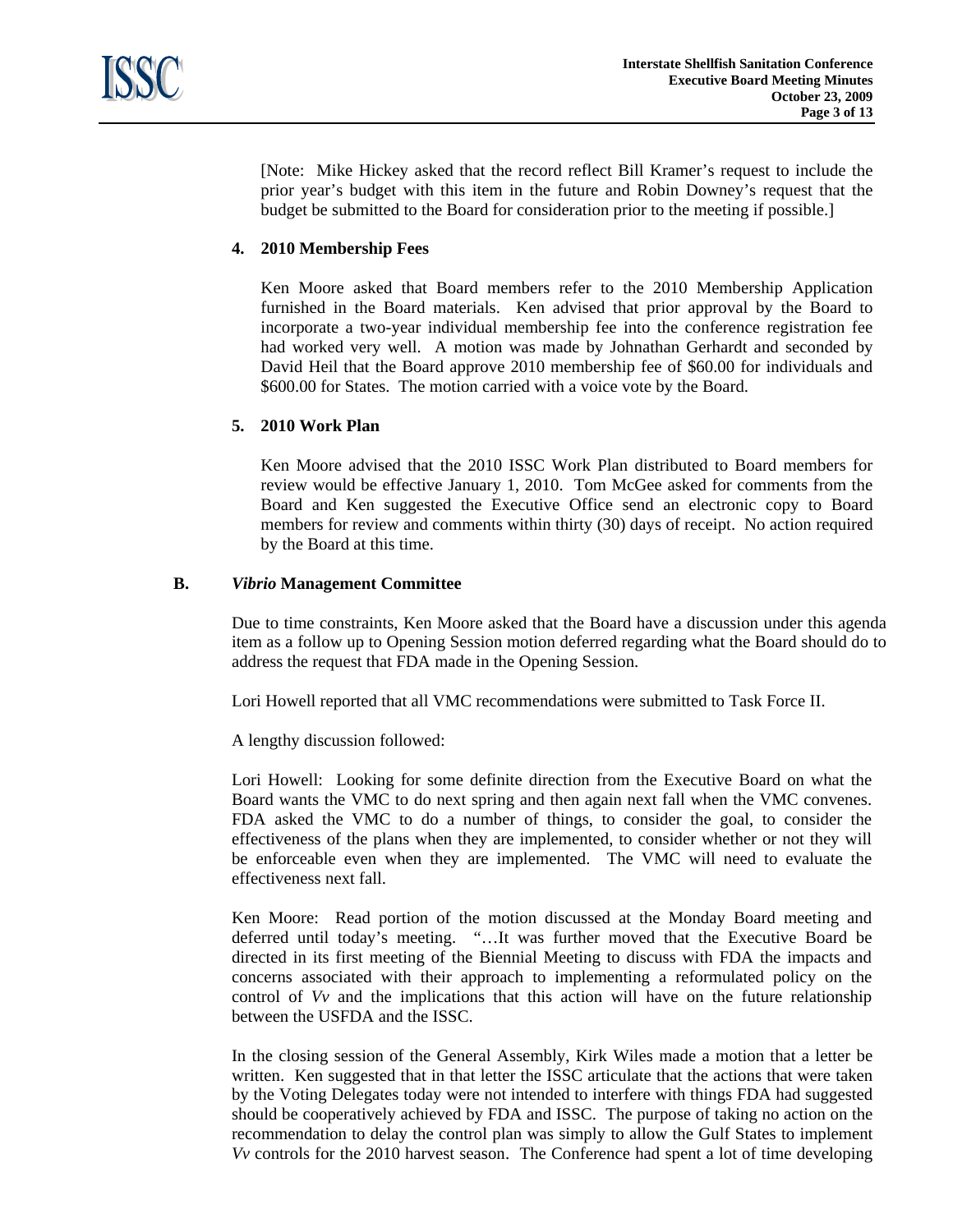[Note: Mike Hickey asked that the record reflect Bill Kramer's request to include the prior year's budget with this item in the future and Robin Downey's request that the budget be submitted to the Board for consideration prior to the meeting if possible.]

#### 4. 2010 Membership Fees

Ken Moore asked that Board members refer to the 2010 Membership Application furnished in the Board materials. Ken advised that prior approval by the Board to incorporate a two-year individual membership fee into the conference registration fee had worked very well. A motion was made by Johnathan Gerhardt and seconded by David Heil that the Board approve 2010 membership fee of $60.00 for individuals and $600.00 for States. The motion carried with a voice vote by the Board.

#### 5. 2010 Work Plan

Ken Moore advised that the 2010 ISSC Work Plan distributed to Board members for review would be effective January 1, 2010. Tom McGee asked for comments from the Board and Ken suggested the Executive Office send an electronic copy to Board members for review and comments within thirty (30) days of receipt. No action required by the Board at this time.

### B. *Vibrio* Management Committee

Due to time constraints, Ken Moore asked that the Board have a discussion under this agenda item as a follow up to Opening Session motion deferred regarding what the Board should do to address the request that FDA made in the Opening Session.

Lori Howell reported that all VMC recommendations were submitted to Task Force II.

A lengthy discussion followed:

Lori Howell: Looking for some definite direction from the Executive Board on what the Board wants the VMC to do next spring and then again next fall when the VMC convenes. FDA asked the VMC to do a number of things, to consider the goal, to consider the effectiveness of the plans when they are implemented, to consider whether or not they will be enforceable even when they are implemented. The VMC will need to evaluate the effectiveness next fall.

Ken Moore: Read portion of the motion discussed at the Monday Board meeting and deferred until today's meeting. "…It was further moved that the Executive Board be directed in its first meeting of the Biennial Meeting to discuss with FDA the impacts and concerns associated with their approach to implementing a reformulated policy on the control of *Vv* and the implications that this action will have on the future relationship between the USFDA and the ISSC.

In the closing session of the General Assembly, Kirk Wiles made a motion that a letter be written. Ken suggested that in that letter the ISSC articulate that the actions that were taken by the Voting Delegates today were not intended to interfere with things FDA had suggested should be cooperatively achieved by FDA and ISSC. The purpose of taking no action on the recommendation to delay the control plan was simply to allow the Gulf States to implement *Vv* controls for the 2010 harvest season. The Conference had spent a lot of time developing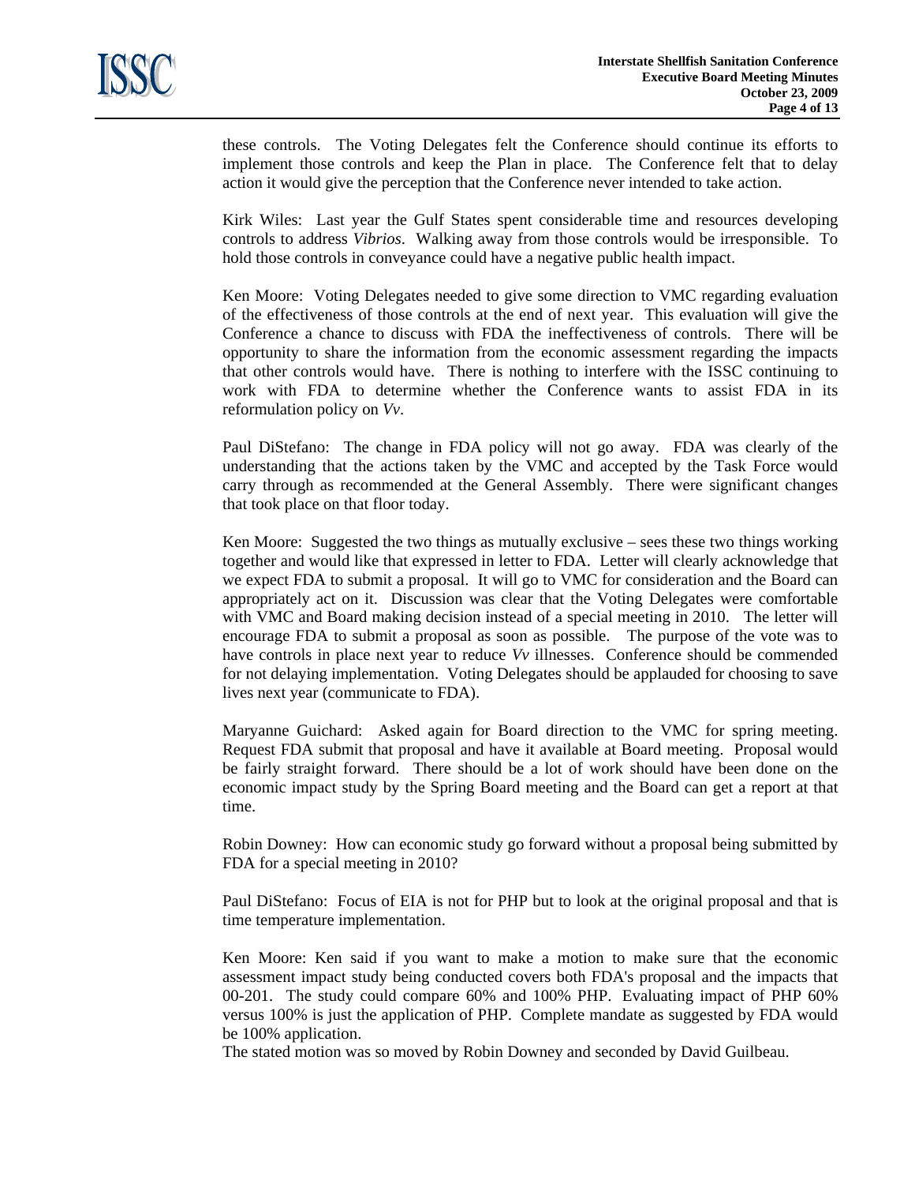these controls. The Voting Delegates felt the Conference should continue its efforts to implement those controls and keep the Plan in place. The Conference felt that to delay action it would give the perception that the Conference never intended to take action.

Kirk Wiles: Last year the Gulf States spent considerable time and resources developing controls to address *Vibrios*. Walking away from those controls would be irresponsible. To hold those controls in conveyance could have a negative public health impact.

Ken Moore: Voting Delegates needed to give some direction to VMC regarding evaluation of the effectiveness of those controls at the end of next year. This evaluation will give the Conference a chance to discuss with FDA the ineffectiveness of controls. There will be opportunity to share the information from the economic assessment regarding the impacts that other controls would have. There is nothing to interfere with the ISSC continuing to work with FDA to determine whether the Conference wants to assist FDA in its reformulation policy on *Vv*.

Paul DiStefano: The change in FDA policy will not go away. FDA was clearly of the understanding that the actions taken by the VMC and accepted by the Task Force would carry through as recommended at the General Assembly. There were significant changes that took place on that floor today.

Ken Moore: Suggested the two things as mutually exclusive – sees these two things working together and would like that expressed in letter to FDA. Letter will clearly acknowledge that we expect FDA to submit a proposal. It will go to VMC for consideration and the Board can appropriately act on it. Discussion was clear that the Voting Delegates were comfortable with VMC and Board making decision instead of a special meeting in 2010. The letter will encourage FDA to submit a proposal as soon as possible. The purpose of the vote was to have controls in place next year to reduce *Vv* illnesses. Conference should be commended for not delaying implementation. Voting Delegates should be applauded for choosing to save lives next year (communicate to FDA).

Maryanne Guichard: Asked again for Board direction to the VMC for spring meeting. Request FDA submit that proposal and have it available at Board meeting. Proposal would be fairly straight forward. There should be a lot of work should have been done on the economic impact study by the Spring Board meeting and the Board can get a report at that time.

Robin Downey: How can economic study go forward without a proposal being submitted by FDA for a special meeting in 2010?

Paul DiStefano: Focus of EIA is not for PHP but to look at the original proposal and that is time temperature implementation.

Ken Moore: Ken said if you want to make a motion to make sure that the economic assessment impact study being conducted covers both FDA's proposal and the impacts that 00-201. The study could compare 60% and 100% PHP. Evaluating impact of PHP 60% versus 100% is just the application of PHP. Complete mandate as suggested by FDA would be 100% application.

The stated motion was so moved by Robin Downey and seconded by David Guilbeau.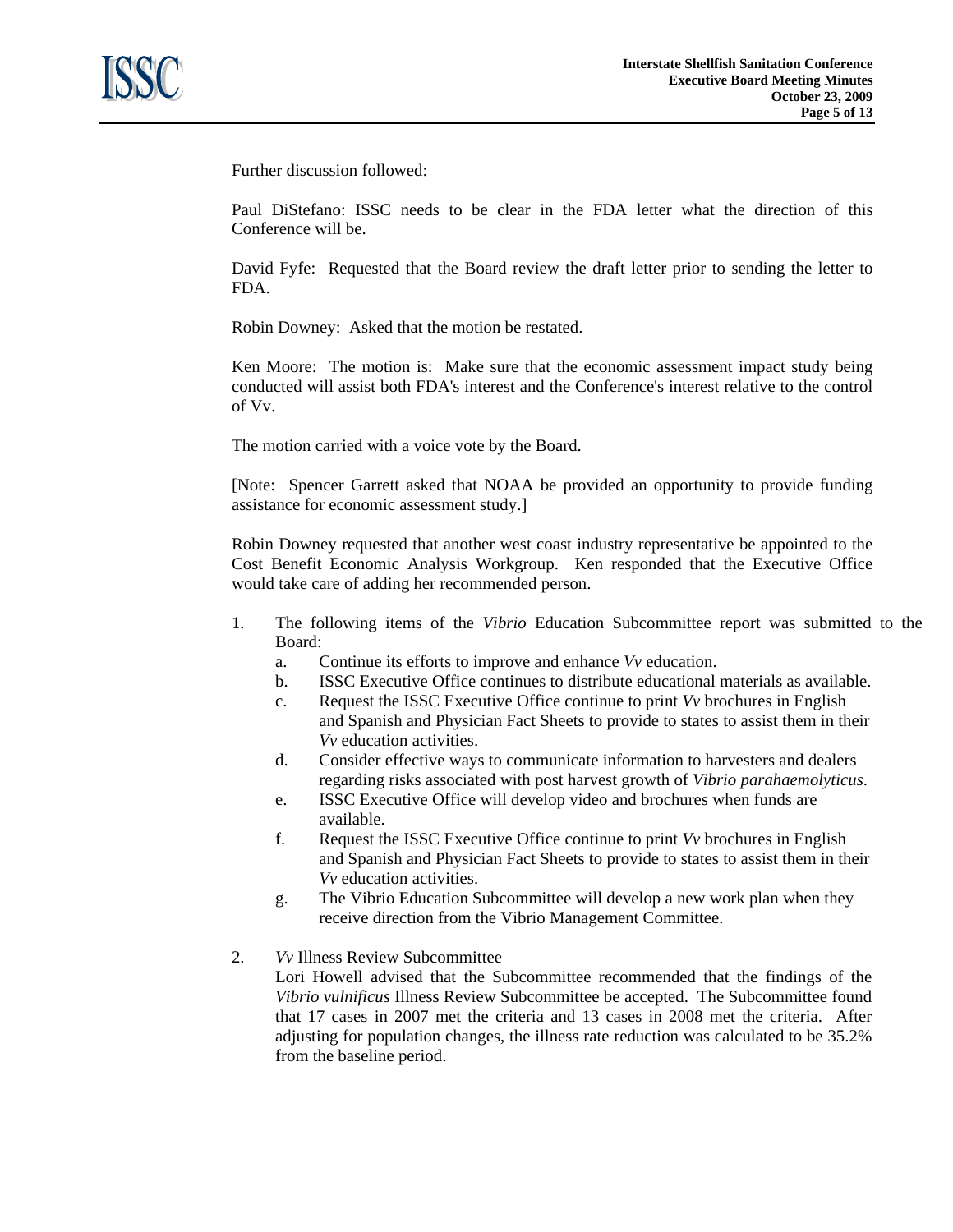Further discussion followed:

Paul DiStefano: ISSC needs to be clear in the FDA letter what the direction of this Conference will be.

David Fyfe: Requested that the Board review the draft letter prior to sending the letter to FDA.

Robin Downey: Asked that the motion be restated.

Ken Moore: The motion is: Make sure that the economic assessment impact study being conducted will assist both FDA's interest and the Conference's interest relative to the control of Vv.

The motion carried with a voice vote by the Board.

[Note: Spencer Garrett asked that NOAA be provided an opportunity to provide funding assistance for economic assessment study.]

Robin Downey requested that another west coast industry representative be appointed to the Cost Benefit Economic Analysis Workgroup. Ken responded that the Executive Office would take care of adding her recommended person.

1. The following items of the *Vibrio* Education Subcommittee report was submitted to the Board:
   a. Continue its efforts to improve and enhance *Vv* education.
   b. ISSC Executive Office continues to distribute educational materials as available.
   c. Request the ISSC Executive Office continue to print *Vv* brochures in English and Spanish and Physician Fact Sheets to provide to states to assist them in their *Vv* education activities.
   d. Consider effective ways to communicate information to harvesters and dealers regarding risks associated with post harvest growth of *Vibrio parahaemolyticus*.
   e. ISSC Executive Office will develop video and brochures when funds are available.
   f. Request the ISSC Executive Office continue to print *Vv* brochures in English and Spanish and Physician Fact Sheets to provide to states to assist them in their *Vv* education activities.
   g. The Vibrio Education Subcommittee will develop a new work plan when they receive direction from the Vibrio Management Committee.

2. *Vv* Illness Review Subcommittee

   Lori Howell advised that the Subcommittee recommended that the findings of the *Vibrio vulnificus* Illness Review Subcommittee be accepted. The Subcommittee found that 17 cases in 2007 met the criteria and 13 cases in 2008 met the criteria. After adjusting for population changes, the illness rate reduction was calculated to be 35.2% from the baseline period.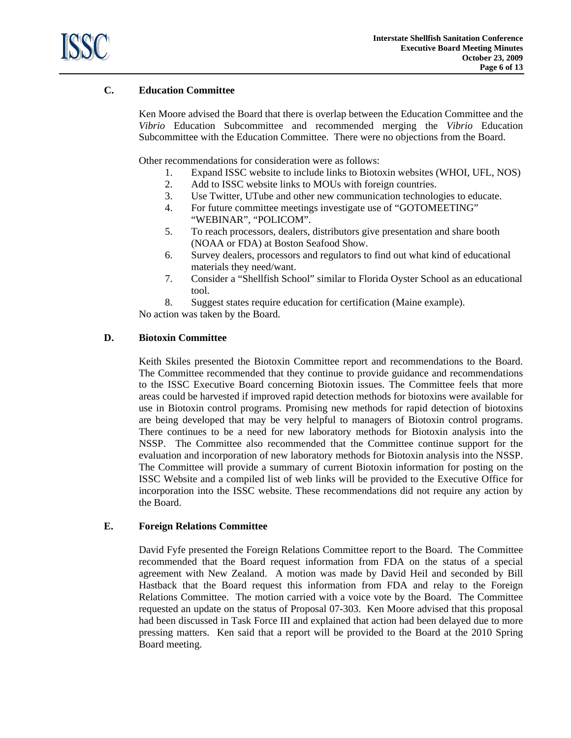### C. Education Committee

Ken Moore advised the Board that there is overlap between the Education Committee and the *Vibrio* Education Subcommittee and recommended merging the *Vibrio* Education Subcommittee with the Education Committee. There were no objections from the Board.

Other recommendations for consideration were as follows:

1. Expand ISSC website to include links to Biotoxin websites (WHOI, UFL, NOS)
2. Add to ISSC website links to MOUs with foreign countries.
3. Use Twitter, UTube and other new communication technologies to educate.
4. For future committee meetings investigate use of "GOTOMEETING" "WEBINAR", "POLICOM".
5. To reach processors, dealers, distributors give presentation and share booth (NOAA or FDA) at Boston Seafood Show.
6. Survey dealers, processors and regulators to find out what kind of educational materials they need/want.
7. Consider a "Shellfish School" similar to Florida Oyster School as an educational tool.
8. Suggest states require education for certification (Maine example).

No action was taken by the Board.

### D. Biotoxin Committee

Keith Skiles presented the Biotoxin Committee report and recommendations to the Board. The Committee recommended that they continue to provide guidance and recommendations to the ISSC Executive Board concerning Biotoxin issues. The Committee feels that more areas could be harvested if improved rapid detection methods for biotoxins were available for use in Biotoxin control programs. Promising new methods for rapid detection of biotoxins are being developed that may be very helpful to managers of Biotoxin control programs. There continues to be a need for new laboratory methods for Biotoxin analysis into the NSSP. The Committee also recommended that the Committee continue support for the evaluation and incorporation of new laboratory methods for Biotoxin analysis into the NSSP. The Committee will provide a summary of current Biotoxin information for posting on the ISSC Website and a compiled list of web links will be provided to the Executive Office for incorporation into the ISSC website. These recommendations did not require any action by the Board.

### E. Foreign Relations Committee

David Fyfe presented the Foreign Relations Committee report to the Board. The Committee recommended that the Board request information from FDA on the status of a special agreement with New Zealand. A motion was made by David Heil and seconded by Bill Hastback that the Board request this information from FDA and relay to the Foreign Relations Committee. The motion carried with a voice vote by the Board. The Committee requested an update on the status of Proposal 07-303. Ken Moore advised that this proposal had been discussed in Task Force III and explained that action had been delayed due to more pressing matters. Ken said that a report will be provided to the Board at the 2010 Spring Board meeting.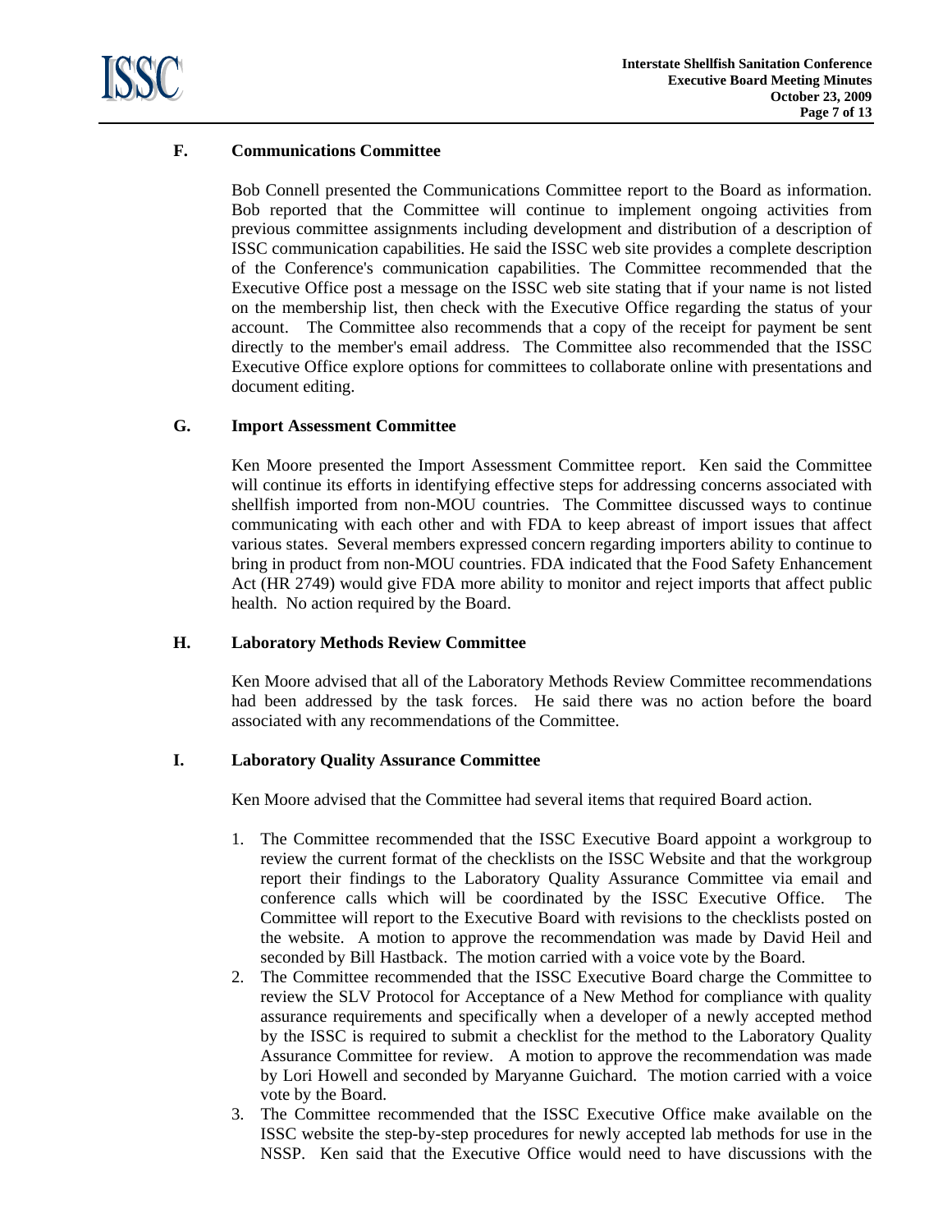### F. Communications Committee

Bob Connell presented the Communications Committee report to the Board as information. Bob reported that the Committee will continue to implement ongoing activities from previous committee assignments including development and distribution of a description of ISSC communication capabilities. He said the ISSC web site provides a complete description of the Conference's communication capabilities. The Committee recommended that the Executive Office post a message on the ISSC web site stating that if your name is not listed on the membership list, then check with the Executive Office regarding the status of your account. The Committee also recommends that a copy of the receipt for payment be sent directly to the member's email address. The Committee also recommended that the ISSC Executive Office explore options for committees to collaborate online with presentations and document editing.

### G. Import Assessment Committee

Ken Moore presented the Import Assessment Committee report. Ken said the Committee will continue its efforts in identifying effective steps for addressing concerns associated with shellfish imported from non-MOU countries. The Committee discussed ways to continue communicating with each other and with FDA to keep abreast of import issues that affect various states. Several members expressed concern regarding importers ability to continue to bring in product from non-MOU countries. FDA indicated that the Food Safety Enhancement Act (HR 2749) would give FDA more ability to monitor and reject imports that affect public health. No action required by the Board.

### H. Laboratory Methods Review Committee

Ken Moore advised that all of the Laboratory Methods Review Committee recommendations had been addressed by the task forces. He said there was no action before the board associated with any recommendations of the Committee.

### I. Laboratory Quality Assurance Committee

Ken Moore advised that the Committee had several items that required Board action.

1. The Committee recommended that the ISSC Executive Board appoint a workgroup to review the current format of the checklists on the ISSC Website and that the workgroup report their findings to the Laboratory Quality Assurance Committee via email and conference calls which will be coordinated by the ISSC Executive Office. The Committee will report to the Executive Board with revisions to the checklists posted on the website. A motion to approve the recommendation was made by David Heil and seconded by Bill Hastback. The motion carried with a voice vote by the Board.
2. The Committee recommended that the ISSC Executive Board charge the Committee to review the SLV Protocol for Acceptance of a New Method for compliance with quality assurance requirements and specifically when a developer of a newly accepted method by the ISSC is required to submit a checklist for the method to the Laboratory Quality Assurance Committee for review. A motion to approve the recommendation was made by Lori Howell and seconded by Maryanne Guichard. The motion carried with a voice vote by the Board.
3. The Committee recommended that the ISSC Executive Office make available on the ISSC website the step-by-step procedures for newly accepted lab methods for use in the NSSP. Ken said that the Executive Office would need to have discussions with the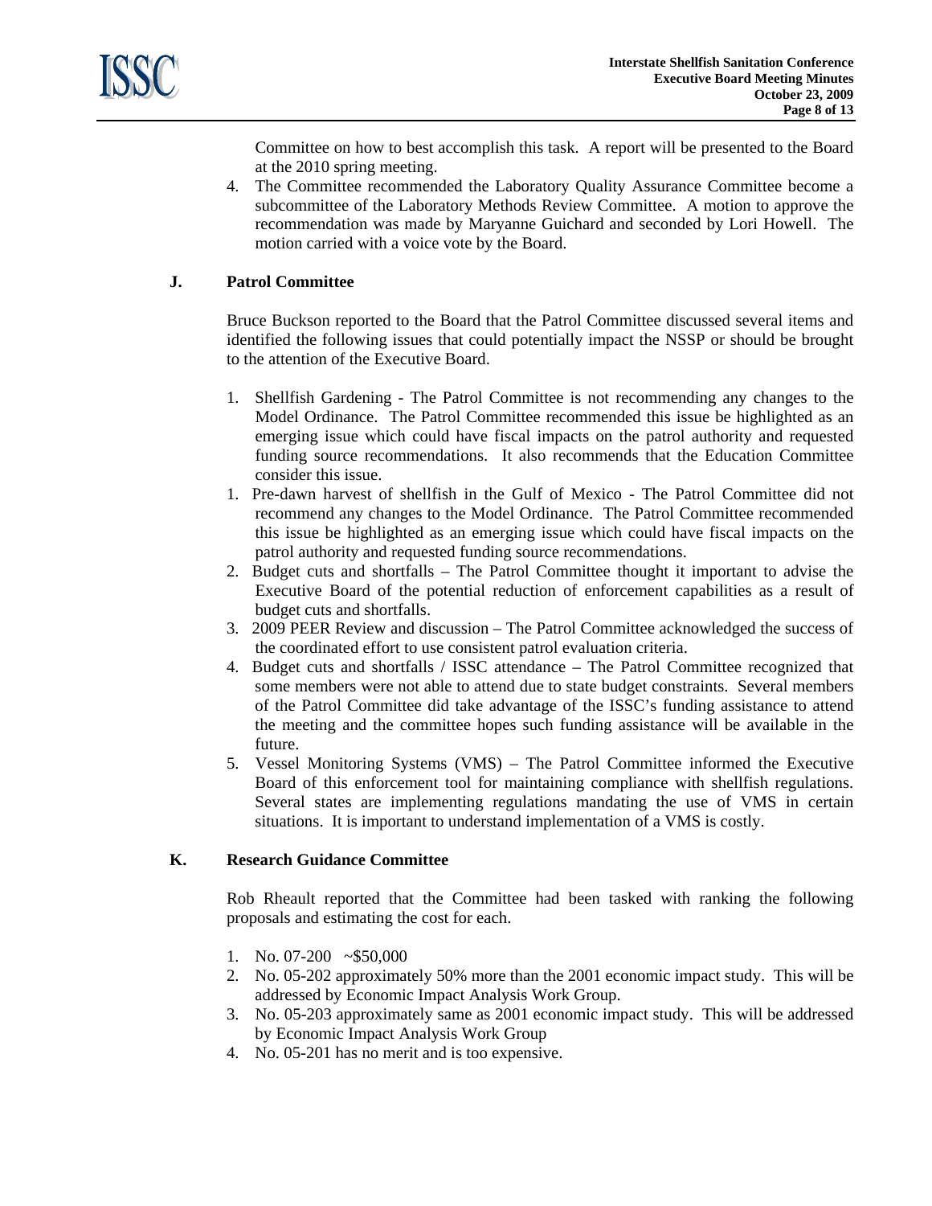Committee on how to best accomplish this task. A report will be presented to the Board at the 2010 spring meeting.

4. The Committee recommended the Laboratory Quality Assurance Committee become a subcommittee of the Laboratory Methods Review Committee. A motion to approve the recommendation was made by Maryanne Guichard and seconded by Lori Howell. The motion carried with a voice vote by the Board.

### J. Patrol Committee

Bruce Buckson reported to the Board that the Patrol Committee discussed several items and identified the following issues that could potentially impact the NSSP or should be brought to the attention of the Executive Board.

1. Shellfish Gardening - The Patrol Committee is not recommending any changes to the Model Ordinance. The Patrol Committee recommended this issue be highlighted as an emerging issue which could have fiscal impacts on the patrol authority and requested funding source recommendations. It also recommends that the Education Committee consider this issue.
1. Pre-dawn harvest of shellfish in the Gulf of Mexico - The Patrol Committee did not recommend any changes to the Model Ordinance. The Patrol Committee recommended this issue be highlighted as an emerging issue which could have fiscal impacts on the patrol authority and requested funding source recommendations.
2. Budget cuts and shortfalls – The Patrol Committee thought it important to advise the Executive Board of the potential reduction of enforcement capabilities as a result of budget cuts and shortfalls.
3. 2009 PEER Review and discussion – The Patrol Committee acknowledged the success of the coordinated effort to use consistent patrol evaluation criteria.
4. Budget cuts and shortfalls / ISSC attendance – The Patrol Committee recognized that some members were not able to attend due to state budget constraints. Several members of the Patrol Committee did take advantage of the ISSC's funding assistance to attend the meeting and the committee hopes such funding assistance will be available in the future.
5. Vessel Monitoring Systems (VMS) – The Patrol Committee informed the Executive Board of this enforcement tool for maintaining compliance with shellfish regulations. Several states are implementing regulations mandating the use of VMS in certain situations. It is important to understand implementation of a VMS is costly.

### K. Research Guidance Committee

Rob Rheault reported that the Committee had been tasked with ranking the following proposals and estimating the cost for each.

1. No. 07-200 ~$50,000
2. No. 05-202 approximately 50% more than the 2001 economic impact study. This will be addressed by Economic Impact Analysis Work Group.
3. No. 05-203 approximately same as 2001 economic impact study. This will be addressed by Economic Impact Analysis Work Group
4. No. 05-201 has no merit and is too expensive.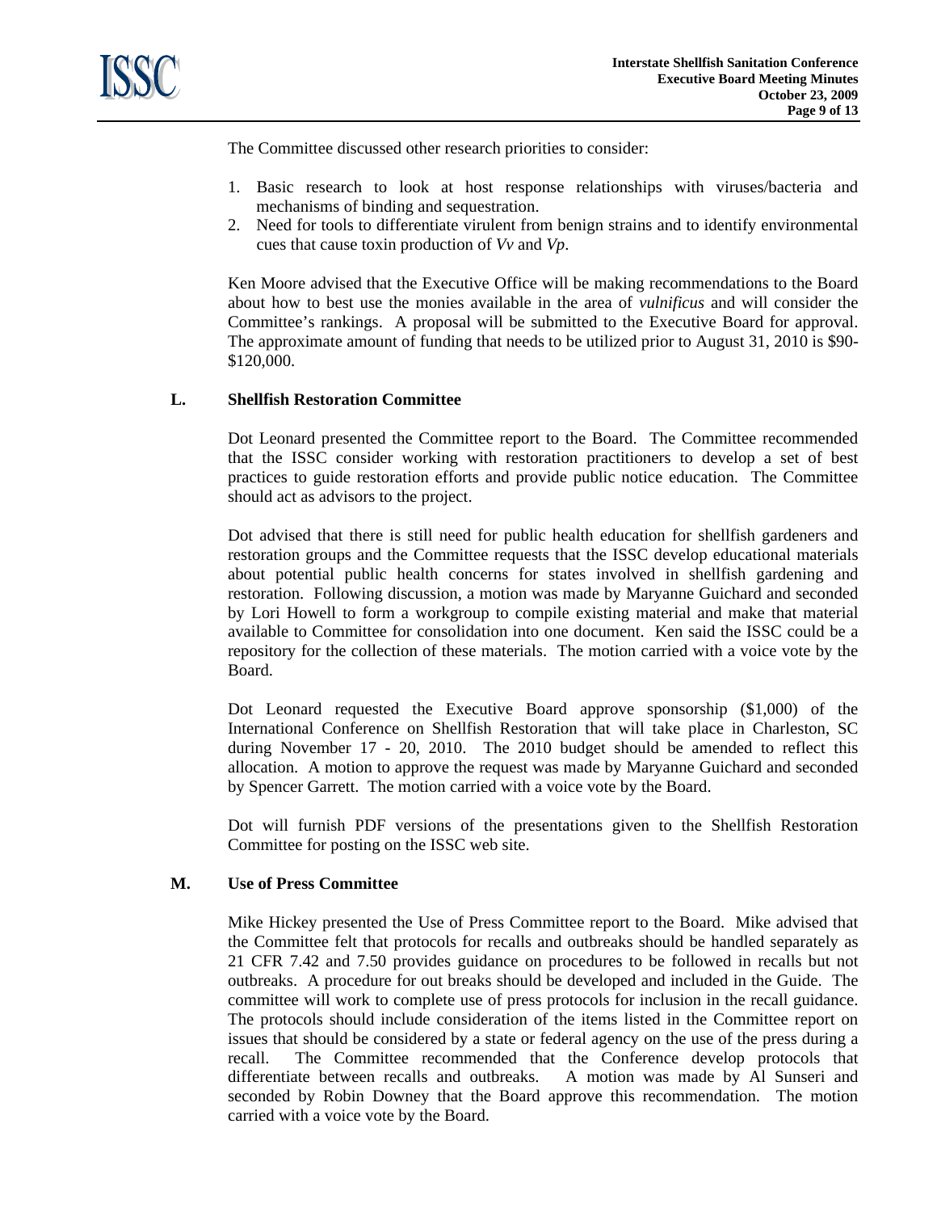The Committee discussed other research priorities to consider:

1. Basic research to look at host response relationships with viruses/bacteria and mechanisms of binding and sequestration.
2. Need for tools to differentiate virulent from benign strains and to identify environmental cues that cause toxin production of *Vv* and *Vp*.

Ken Moore advised that the Executive Office will be making recommendations to the Board about how to best use the monies available in the area of *vulnificus* and will consider the Committee's rankings. A proposal will be submitted to the Executive Board for approval. The approximate amount of funding that needs to be utilized prior to August 31, 2010 is $90-$120,000.

## L. Shellfish Restoration Committee

Dot Leonard presented the Committee report to the Board. The Committee recommended that the ISSC consider working with restoration practitioners to develop a set of best practices to guide restoration efforts and provide public notice education. The Committee should act as advisors to the project.

Dot advised that there is still need for public health education for shellfish gardeners and restoration groups and the Committee requests that the ISSC develop educational materials about potential public health concerns for states involved in shellfish gardening and restoration. Following discussion, a motion was made by Maryanne Guichard and seconded by Lori Howell to form a workgroup to compile existing material and make that material available to Committee for consolidation into one document. Ken said the ISSC could be a repository for the collection of these materials. The motion carried with a voice vote by the Board.

Dot Leonard requested the Executive Board approve sponsorship ($1,000) of the International Conference on Shellfish Restoration that will take place in Charleston, SC during November 17 - 20, 2010. The 2010 budget should be amended to reflect this allocation. A motion to approve the request was made by Maryanne Guichard and seconded by Spencer Garrett. The motion carried with a voice vote by the Board.

Dot will furnish PDF versions of the presentations given to the Shellfish Restoration Committee for posting on the ISSC web site.

## M. Use of Press Committee

Mike Hickey presented the Use of Press Committee report to the Board. Mike advised that the Committee felt that protocols for recalls and outbreaks should be handled separately as 21 CFR 7.42 and 7.50 provides guidance on procedures to be followed in recalls but not outbreaks. A procedure for out breaks should be developed and included in the Guide. The committee will work to complete use of press protocols for inclusion in the recall guidance. The protocols should include consideration of the items listed in the Committee report on issues that should be considered by a state or federal agency on the use of the press during a recall. The Committee recommended that the Conference develop protocols that differentiate between recalls and outbreaks. A motion was made by Al Sunseri and seconded by Robin Downey that the Board approve this recommendation. The motion carried with a voice vote by the Board.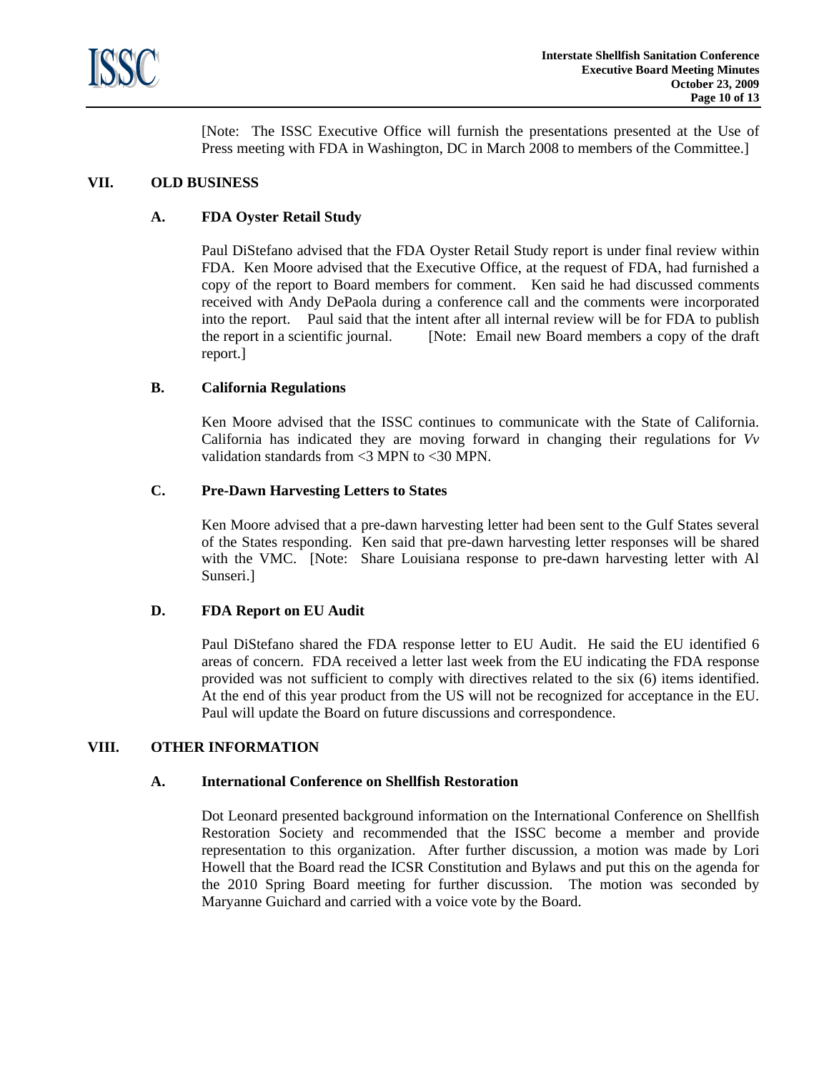[Note: The ISSC Executive Office will furnish the presentations presented at the Use of Press meeting with FDA in Washington, DC in March 2008 to members of the Committee.]

## VII. OLD BUSINESS

### A. FDA Oyster Retail Study

Paul DiStefano advised that the FDA Oyster Retail Study report is under final review within FDA. Ken Moore advised that the Executive Office, at the request of FDA, had furnished a copy of the report to Board members for comment. Ken said he had discussed comments received with Andy DePaola during a conference call and the comments were incorporated into the report. Paul said that the intent after all internal review will be for FDA to publish the report in a scientific journal. [Note: Email new Board members a copy of the draft report.]

### B. California Regulations

Ken Moore advised that the ISSC continues to communicate with the State of California. California has indicated they are moving forward in changing their regulations for *Vv* validation standards from <3 MPN to <30 MPN.

### C. Pre-Dawn Harvesting Letters to States

Ken Moore advised that a pre-dawn harvesting letter had been sent to the Gulf States several of the States responding. Ken said that pre-dawn harvesting letter responses will be shared with the VMC. [Note: Share Louisiana response to pre-dawn harvesting letter with Al Sunseri.]

### D. FDA Report on EU Audit

Paul DiStefano shared the FDA response letter to EU Audit. He said the EU identified 6 areas of concern. FDA received a letter last week from the EU indicating the FDA response provided was not sufficient to comply with directives related to the six (6) items identified. At the end of this year product from the US will not be recognized for acceptance in the EU. Paul will update the Board on future discussions and correspondence.

## VIII. OTHER INFORMATION

### A. International Conference on Shellfish Restoration

Dot Leonard presented background information on the International Conference on Shellfish Restoration Society and recommended that the ISSC become a member and provide representation to this organization. After further discussion, a motion was made by Lori Howell that the Board read the ICSR Constitution and Bylaws and put this on the agenda for the 2010 Spring Board meeting for further discussion. The motion was seconded by Maryanne Guichard and carried with a voice vote by the Board.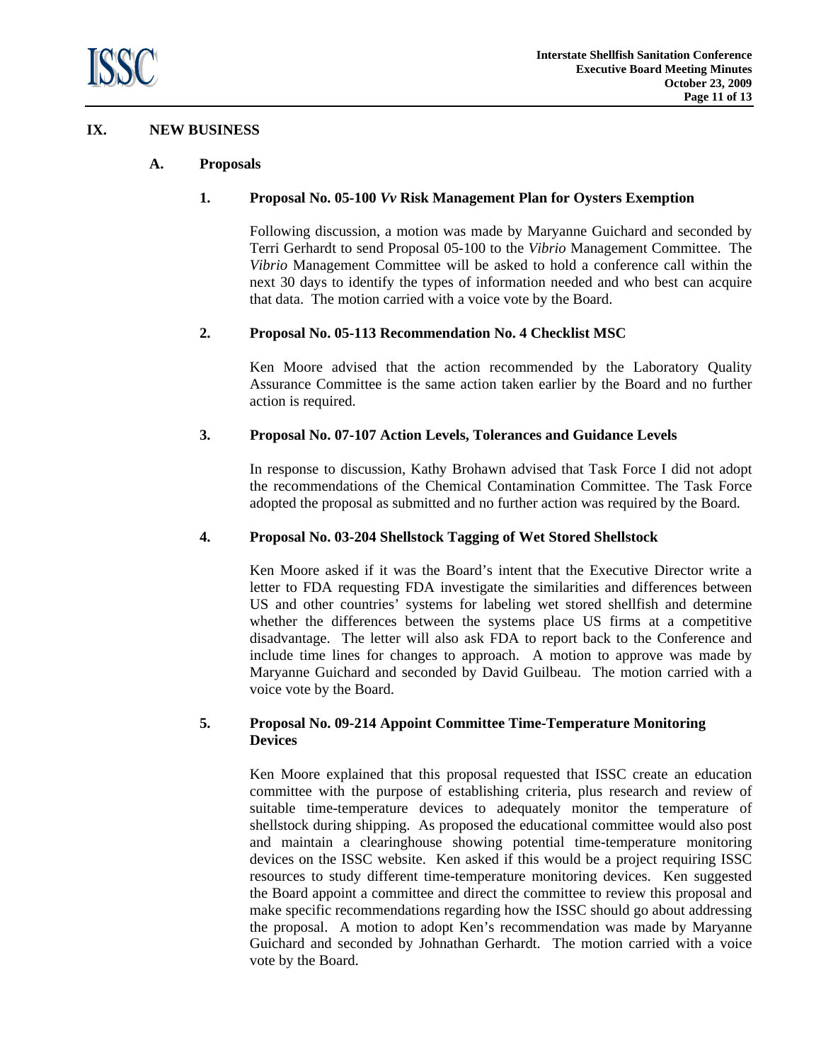## IX. NEW BUSINESS

### A. Proposals

#### 1. Proposal No. 05-100 *Vv* Risk Management Plan for Oysters Exemption

Following discussion, a motion was made by Maryanne Guichard and seconded by Terri Gerhardt to send Proposal 05-100 to the *Vibrio* Management Committee. The *Vibrio* Management Committee will be asked to hold a conference call within the next 30 days to identify the types of information needed and who best can acquire that data. The motion carried with a voice vote by the Board.

#### 2. Proposal No. 05-113 Recommendation No. 4 Checklist MSC

Ken Moore advised that the action recommended by the Laboratory Quality Assurance Committee is the same action taken earlier by the Board and no further action is required.

#### 3. Proposal No. 07-107 Action Levels, Tolerances and Guidance Levels

In response to discussion, Kathy Brohawn advised that Task Force I did not adopt the recommendations of the Chemical Contamination Committee. The Task Force adopted the proposal as submitted and no further action was required by the Board.

#### 4. Proposal No. 03-204 Shellstock Tagging of Wet Stored Shellstock

Ken Moore asked if it was the Board's intent that the Executive Director write a letter to FDA requesting FDA investigate the similarities and differences between US and other countries' systems for labeling wet stored shellfish and determine whether the differences between the systems place US firms at a competitive disadvantage. The letter will also ask FDA to report back to the Conference and include time lines for changes to approach. A motion to approve was made by Maryanne Guichard and seconded by David Guilbeau. The motion carried with a voice vote by the Board.

#### 5. Proposal No. 09-214 Appoint Committee Time-Temperature Monitoring Devices

Ken Moore explained that this proposal requested that ISSC create an education committee with the purpose of establishing criteria, plus research and review of suitable time-temperature devices to adequately monitor the temperature of shellstock during shipping. As proposed the educational committee would also post and maintain a clearinghouse showing potential time-temperature monitoring devices on the ISSC website. Ken asked if this would be a project requiring ISSC resources to study different time-temperature monitoring devices. Ken suggested the Board appoint a committee and direct the committee to review this proposal and make specific recommendations regarding how the ISSC should go about addressing the proposal. A motion to adopt Ken's recommendation was made by Maryanne Guichard and seconded by Johnathan Gerhardt. The motion carried with a voice vote by the Board.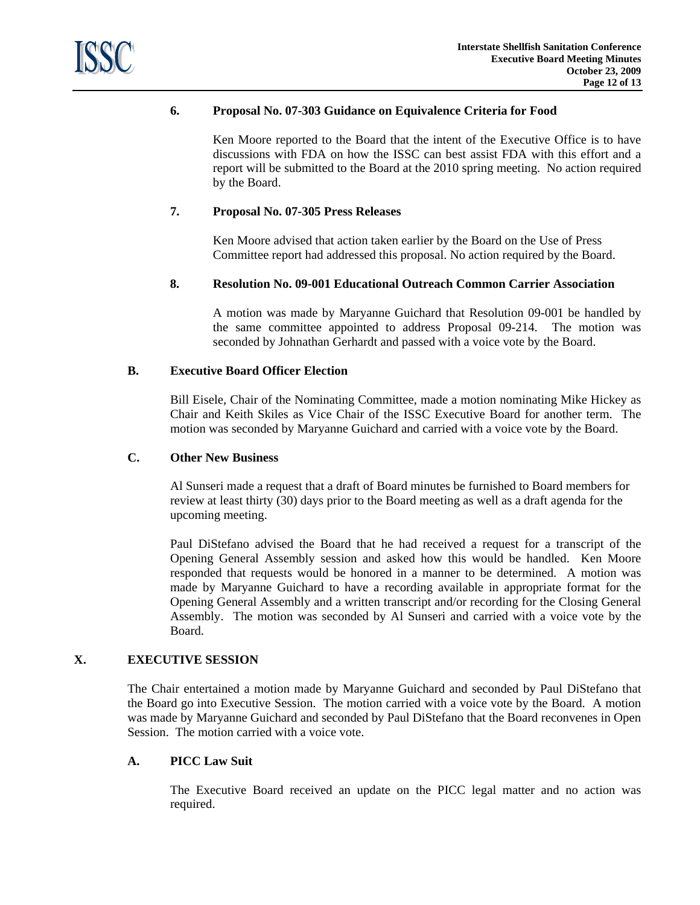### 6. Proposal No. 07-303 Guidance on Equivalence Criteria for Food

Ken Moore reported to the Board that the intent of the Executive Office is to have discussions with FDA on how the ISSC can best assist FDA with this effort and a report will be submitted to the Board at the 2010 spring meeting. No action required by the Board.

### 7. Proposal No. 07-305 Press Releases

Ken Moore advised that action taken earlier by the Board on the Use of Press Committee report had addressed this proposal. No action required by the Board.

### 8. Resolution No. 09-001 Educational Outreach Common Carrier Association

A motion was made by Maryanne Guichard that Resolution 09-001 be handled by the same committee appointed to address Proposal 09-214. The motion was seconded by Johnathan Gerhardt and passed with a voice vote by the Board.

### B. Executive Board Officer Election

Bill Eisele, Chair of the Nominating Committee, made a motion nominating Mike Hickey as Chair and Keith Skiles as Vice Chair of the ISSC Executive Board for another term. The motion was seconded by Maryanne Guichard and carried with a voice vote by the Board.

### C. Other New Business

Al Sunseri made a request that a draft of Board minutes be furnished to Board members for review at least thirty (30) days prior to the Board meeting as well as a draft agenda for the upcoming meeting.

Paul DiStefano advised the Board that he had received a request for a transcript of the Opening General Assembly session and asked how this would be handled. Ken Moore responded that requests would be honored in a manner to be determined. A motion was made by Maryanne Guichard to have a recording available in appropriate format for the Opening General Assembly and a written transcript and/or recording for the Closing General Assembly. The motion was seconded by Al Sunseri and carried with a voice vote by the Board.

## X. EXECUTIVE SESSION

The Chair entertained a motion made by Maryanne Guichard and seconded by Paul DiStefano that the Board go into Executive Session. The motion carried with a voice vote by the Board. A motion was made by Maryanne Guichard and seconded by Paul DiStefano that the Board reconvenes in Open Session. The motion carried with a voice vote.

### A. PICC Law Suit

The Executive Board received an update on the PICC legal matter and no action was required.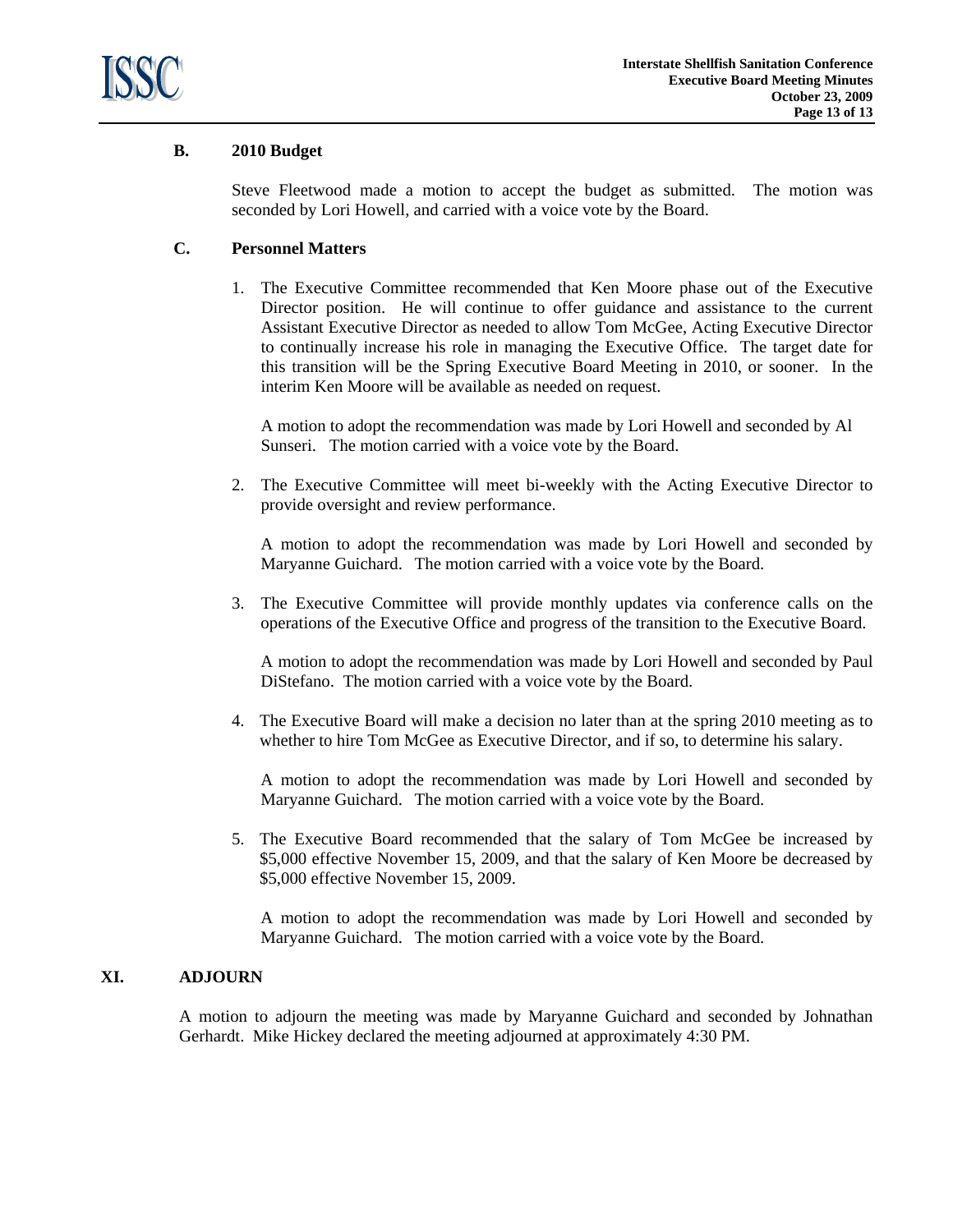### B. 2010 Budget

Steve Fleetwood made a motion to accept the budget as submitted. The motion was seconded by Lori Howell, and carried with a voice vote by the Board.

### C. Personnel Matters

1. The Executive Committee recommended that Ken Moore phase out of the Executive Director position. He will continue to offer guidance and assistance to the current Assistant Executive Director as needed to allow Tom McGee, Acting Executive Director to continually increase his role in managing the Executive Office. The target date for this transition will be the Spring Executive Board Meeting in 2010, or sooner. In the interim Ken Moore will be available as needed on request.

   A motion to adopt the recommendation was made by Lori Howell and seconded by Al Sunseri. The motion carried with a voice vote by the Board.

2. The Executive Committee will meet bi-weekly with the Acting Executive Director to provide oversight and review performance.

   A motion to adopt the recommendation was made by Lori Howell and seconded by Maryanne Guichard. The motion carried with a voice vote by the Board.

3. The Executive Committee will provide monthly updates via conference calls on the operations of the Executive Office and progress of the transition to the Executive Board.

   A motion to adopt the recommendation was made by Lori Howell and seconded by Paul DiStefano. The motion carried with a voice vote by the Board.

4. The Executive Board will make a decision no later than at the spring 2010 meeting as to whether to hire Tom McGee as Executive Director, and if so, to determine his salary.

   A motion to adopt the recommendation was made by Lori Howell and seconded by Maryanne Guichard. The motion carried with a voice vote by the Board.

5. The Executive Board recommended that the salary of Tom McGee be increased by $5,000 effective November 15, 2009, and that the salary of Ken Moore be decreased by $5,000 effective November 15, 2009.

   A motion to adopt the recommendation was made by Lori Howell and seconded by Maryanne Guichard. The motion carried with a voice vote by the Board.

## XI. ADJOURN

A motion to adjourn the meeting was made by Maryanne Guichard and seconded by Johnathan Gerhardt. Mike Hickey declared the meeting adjourned at approximately 4:30 PM.